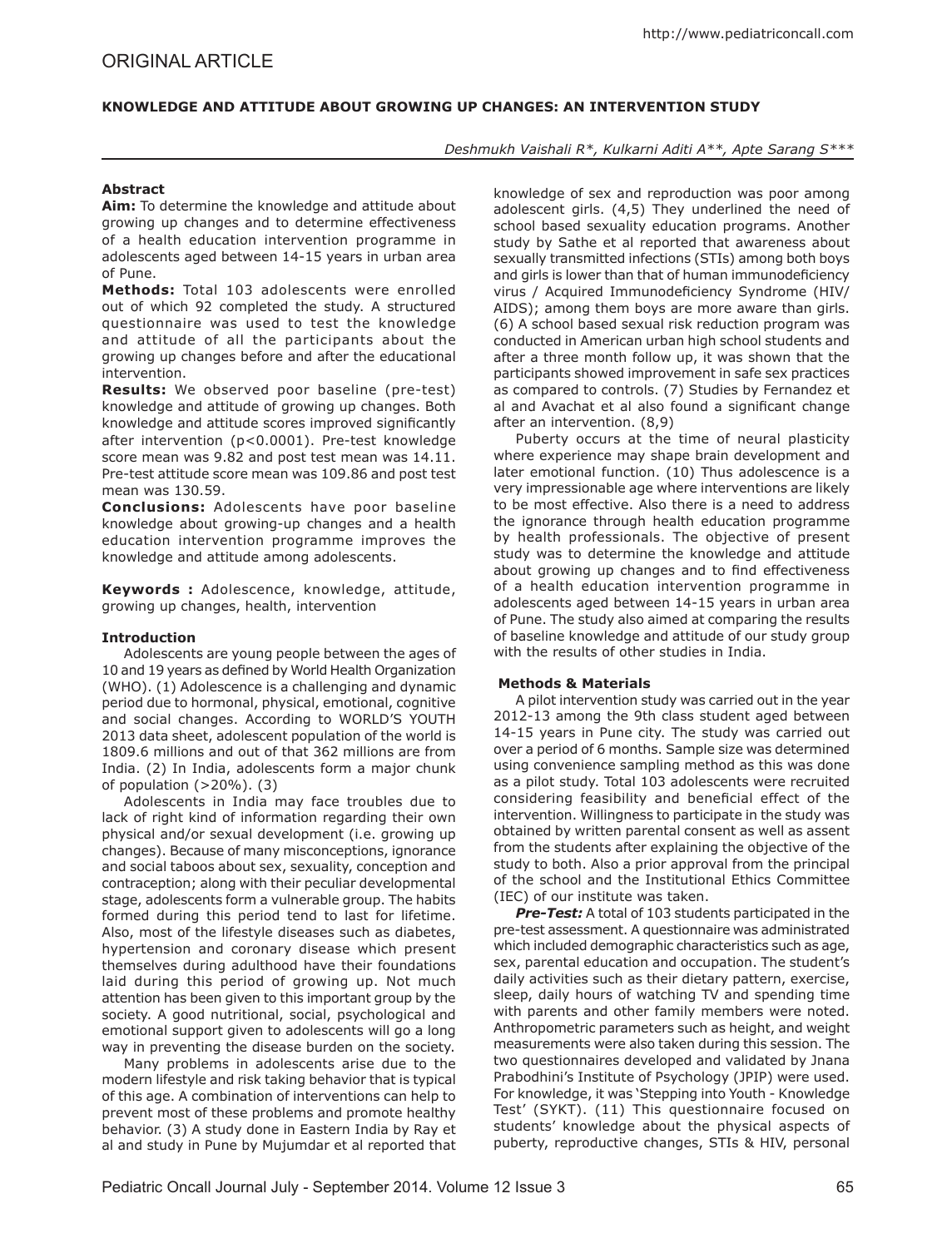ORIGINAL ARTICLE

# KNOWLEDGE AND ATTITUDE ABOUT GROWING UP CHANGES: AN INTERVENTION STUDY

*Deshmukh Vaishali R\*, Kulkarni Aditi A\*\*, Apte Sarang S\*\*\**

## Abstract

**Aim:** To determine the knowledge and attitude about growing up changes and to determine effectiveness of a health education intervention programme in adolescents aged between 14-15 years in urban area of Pune.

**Methods:** Total 103 adolescents were enrolled out of which 92 completed the study. A structured questionnaire was used to test the knowledge and attitude of all the participants about the growing up changes before and after the educational intervention.

**Results:** We observed poor baseline (pre-test) knowledge and attitude of growing up changes. Both knowledge and attitude scores improved significantly after intervention ($p<0.0001$). Pre-test knowledge score mean was 9.82 and post test mean was 14.11. Pre-test attitude score mean was 109.86 and post test mean was 130.59.

**Conclusions:** Adolescents have poor baseline knowledge about growing-up changes and a health education intervention programme improves the knowledge and attitude among adolescents.

**Keywords :** Adolescence, knowledge, attitude, growing up changes, health, intervention

## Introduction

Adolescents are young people between the ages of 10 and 19 years as defined by World Health Organization (WHO). (1) Adolescence is a challenging and dynamic period due to hormonal, physical, emotional, cognitive and social changes. According to WORLD'S YOUTH 2013 data sheet, adolescent population of the world is 1809.6 millions and out of that 362 millions are from India. (2) In India, adolescents form a major chunk of population (>20%). (3)

Adolescents in India may face troubles due to lack of right kind of information regarding their own physical and/or sexual development (i.e. growing up changes). Because of many misconceptions, ignorance and social taboos about sex, sexuality, conception and contraception; along with their peculiar developmental stage, adolescents form a vulnerable group. The habits formed during this period tend to last for lifetime. Also, most of the lifestyle diseases such as diabetes, hypertension and coronary disease which present themselves during adulthood have their foundations laid during this period of growing up. Not much attention has been given to this important group by the society. A good nutritional, social, psychological and emotional support given to adolescents will go a long way in preventing the disease burden on the society.

Many problems in adolescents arise due to the modern lifestyle and risk taking behavior that is typical of this age. A combination of interventions can help to prevent most of these problems and promote healthy behavior. (3) A study done in Eastern India by Ray et al and study in Pune by Mujumdar et al reported that knowledge of sex and reproduction was poor among adolescent girls. (4,5) They underlined the need of school based sexuality education programs. Another study by Sathe et al reported that awareness about sexually transmitted infections (STIs) among both boys and girls is lower than that of human immunodeficiency virus / Acquired Immunodeficiency Syndrome (HIV/AIDS); among them boys are more aware than girls. (6) A school based sexual risk reduction program was conducted in American urban high school students and after a three month follow up, it was shown that the participants showed improvement in safe sex practices as compared to controls. (7) Studies by Fernandez et al and Avachat et al also found a significant change after an intervention. (8,9)

Puberty occurs at the time of neural plasticity where experience may shape brain development and later emotional function. (10) Thus adolescence is a very impressionable age where interventions are likely to be most effective. Also there is a need to address the ignorance through health education programme by health professionals. The objective of present study was to determine the knowledge and attitude about growing up changes and to find effectiveness of a health education intervention programme in adolescents aged between 14-15 years in urban area of Pune. The study also aimed at comparing the results of baseline knowledge and attitude of our study group with the results of other studies in India.

## Methods & Materials

A pilot intervention study was carried out in the year 2012-13 among the 9th class student aged between 14-15 years in Pune city. The study was carried out over a period of 6 months. Sample size was determined using convenience sampling method as this was done as a pilot study. Total 103 adolescents were recruited considering feasibility and beneficial effect of the intervention. Willingness to participate in the study was obtained by written parental consent as well as assent from the students after explaining the objective of the study to both. Also a prior approval from the principal of the school and the Institutional Ethics Committee (IEC) of our institute was taken.

***Pre-Test:*** A total of 103 students participated in the pre-test assessment. A questionnaire was administrated which included demographic characteristics such as age, sex, parental education and occupation. The student's daily activities such as their dietary pattern, exercise, sleep, daily hours of watching TV and spending time with parents and other family members were noted. Anthropometric parameters such as height, and weight measurements were also taken during this session. The two questionnaires developed and validated by Jnana Prabodhini's Institute of Psychology (JPIP) were used. For knowledge, it was 'Stepping into Youth - Knowledge Test' (SYKT). (11) This questionnaire focused on students' knowledge about the physical aspects of puberty, reproductive changes, STIs & HIV, personal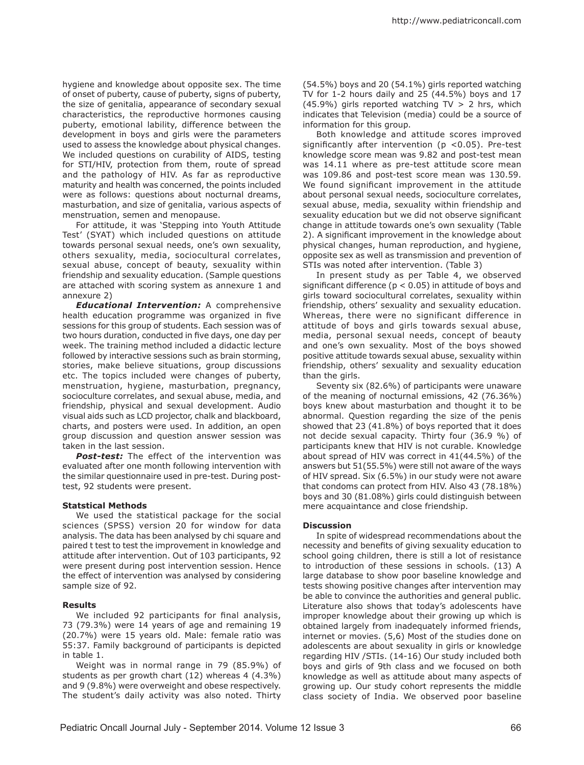hygiene and knowledge about opposite sex. The time of onset of puberty, cause of puberty, signs of puberty, the size of genitalia, appearance of secondary sexual characteristics, the reproductive hormones causing puberty, emotional lability, difference between the development in boys and girls were the parameters used to assess the knowledge about physical changes. We included questions on curability of AIDS, testing for STI/HIV, protection from them, route of spread and the pathology of HIV. As far as reproductive maturity and health was concerned, the points included were as follows: questions about nocturnal dreams, masturbation, and size of genitalia, various aspects of menstruation, semen and menopause.

For attitude, it was 'Stepping into Youth Attitude Test' (SYAT) which included questions on attitude towards personal sexual needs, one's own sexuality, others sexuality, media, sociocultural correlates, sexual abuse, concept of beauty, sexuality within friendship and sexuality education. (Sample questions are attached with scoring system as annexure 1 and annexure 2)

***Educational Intervention:*** A comprehensive health education programme was organized in five sessions for this group of students. Each session was of two hours duration, conducted in five days, one day per week. The training method included a didactic lecture followed by interactive sessions such as brain storming, stories, make believe situations, group discussions etc. The topics included were changes of puberty, menstruation, hygiene, masturbation, pregnancy, socioculture correlates, and sexual abuse, media, and friendship, physical and sexual development. Audio visual aids such as LCD projector, chalk and blackboard, charts, and posters were used. In addition, an open group discussion and question answer session was taken in the last session.

***Post-test:*** The effect of the intervention was evaluated after one month following intervention with the similar questionnaire used in pre-test. During post-test, 92 students were present.

**Statstical Methods**

We used the statistical package for the social sciences (SPSS) version 20 for window for data analysis. The data has been analysed by chi square and paired t test to test the improvement in knowledge and attitude after intervention. Out of 103 participants, 92 were present during post intervention session. Hence the effect of intervention was analysed by considering sample size of 92.

**Results**

We included 92 participants for final analysis, 73 (79.3%) were 14 years of age and remaining 19 (20.7%) were 15 years old. Male: female ratio was 55:37. Family background of participants is depicted in table 1.

Weight was in normal range in 79 (85.9%) of students as per growth chart (12) whereas 4 (4.3%) and 9 (9.8%) were overweight and obese respectively. The student's daily activity was also noted. Thirty (54.5%) boys and 20 (54.1%) girls reported watching TV for 1-2 hours daily and 25 (44.5%) boys and 17 (45.9%) girls reported watching TV > 2 hrs, which indicates that Television (media) could be a source of information for this group.

Both knowledge and attitude scores improved significantly after intervention ($p < 0.05$). Pre-test knowledge score mean was 9.82 and post-test mean was 14.11 where as pre-test attitude score mean was 109.86 and post-test score mean was 130.59. We found significant improvement in the attitude about personal sexual needs, socioculture correlates, sexual abuse, media, sexuality within friendship and sexuality education but we did not observe significant change in attitude towards one's own sexuality (Table 2). A significant improvement in the knowledge about physical changes, human reproduction, and hygiene, opposite sex as well as transmission and prevention of STIs was noted after intervention. (Table 3)

In present study as per Table 4, we observed significant difference ($p < 0.05$) in attitude of boys and girls toward sociocultural correlates, sexuality within friendship, others' sexuality and sexuality education. Whereas, there were no significant difference in attitude of boys and girls towards sexual abuse, media, personal sexual needs, concept of beauty and one's own sexuality. Most of the boys showed positive attitude towards sexual abuse, sexuality within friendship, others' sexuality and sexuality education than the girls.

Seventy six (82.6%) of participants were unaware of the meaning of nocturnal emissions, 42 (76.36%) boys knew about masturbation and thought it to be abnormal. Question regarding the size of the penis showed that 23 (41.8%) of boys reported that it does not decide sexual capacity. Thirty four (36.9 %) of participants knew that HIV is not curable. Knowledge about spread of HIV was correct in 41(44.5%) of the answers but 51(55.5%) were still not aware of the ways of HIV spread. Six (6.5%) in our study were not aware that condoms can protect from HIV. Also 43 (78.18%) boys and 30 (81.08%) girls could distinguish between mere acquaintance and close friendship.

**Discussion**

In spite of widespread recommendations about the necessity and benefits of giving sexuality education to school going children, there is still a lot of resistance to introduction of these sessions in schools. (13) A large database to show poor baseline knowledge and tests showing positive changes after intervention may be able to convince the authorities and general public. Literature also shows that today's adolescents have improper knowledge about their growing up which is obtained largely from inadequately informed friends, internet or movies. (5,6) Most of the studies done on adolescents are about sexuality in girls or knowledge regarding HIV /STIs. (14-16) Our study included both boys and girls of 9th class and we focused on both knowledge as well as attitude about many aspects of growing up. Our study cohort represents the middle class society of India. We observed poor baseline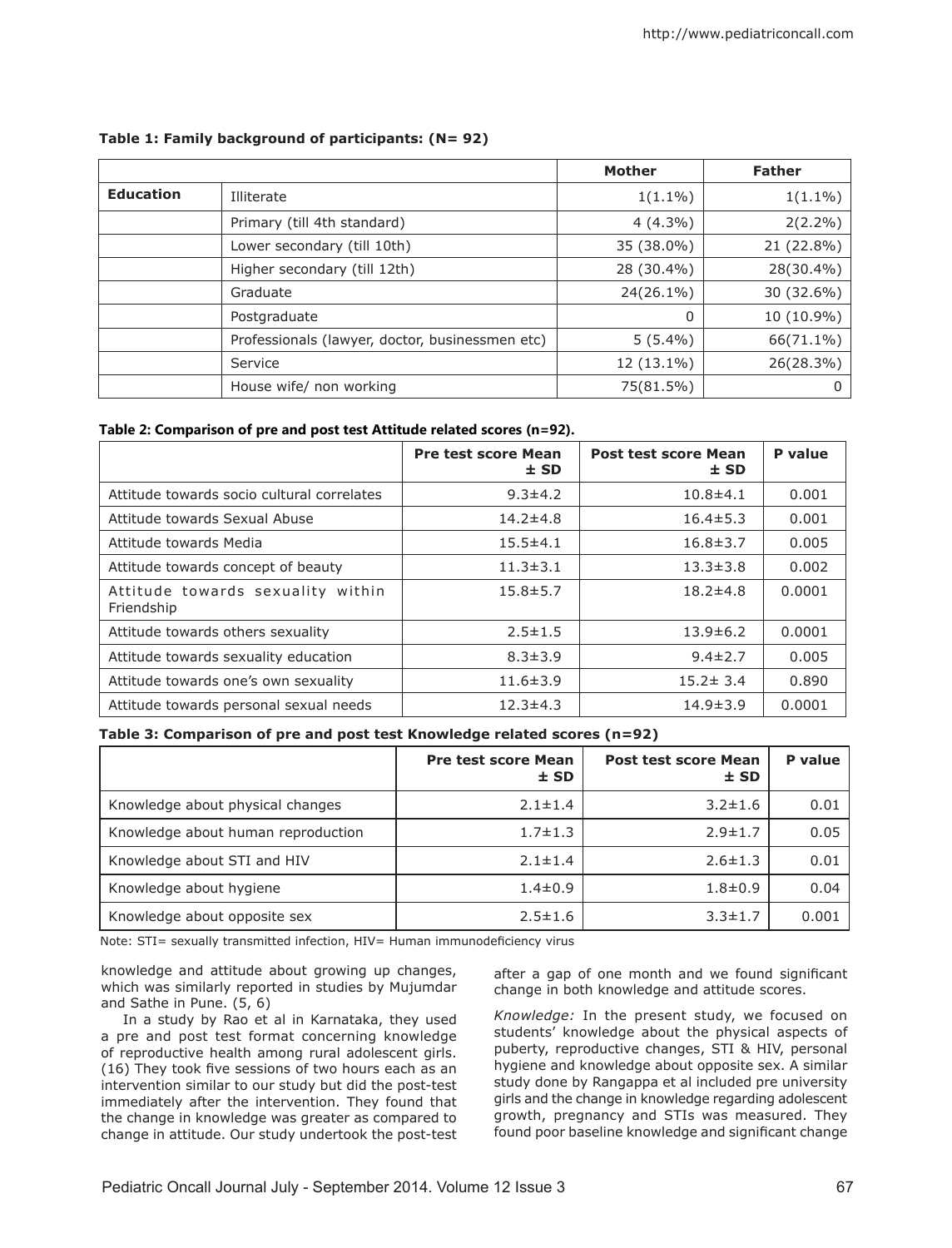**Table 1: Family background of participants: (N= 92)**

| | | Mother | Father |
|---|---|---|---|
| **Education** | Illiterate | 1(1.1%) | 1(1.1%) |
| | Primary (till 4th standard) | 4 (4.3%) | 2(2.2%) |
| | Lower secondary (till 10th) | 35 (38.0%) | 21 (22.8%) |
| | Higher secondary (till 12th) | 28 (30.4%) | 28(30.4%) |
| | Graduate | 24(26.1%) | 30 (32.6%) |
| | Postgraduate | 0 | 10 (10.9%) |
| | Professionals (lawyer, doctor, businessmen etc) | 5 (5.4%) | 66(71.1%) |
| | Service | 12 (13.1%) | 26(28.3%) |
| | House wife/ non working | 75(81.5%) | 0 |

**Table 2: Comparison of pre and post test Attitude related scores (n=92).**

| | Pre test score Mean ± SD | Post test score Mean ± SD | P value |
|---|---|---|---|
| Attitude towards socio cultural correlates | 9.3±4.2 | 10.8±4.1 | 0.001 |
| Attitude towards Sexual Abuse | 14.2±4.8 | 16.4±5.3 | 0.001 |
| Attitude towards Media | 15.5±4.1 | 16.8±3.7 | 0.005 |
| Attitude towards concept of beauty | 11.3±3.1 | 13.3±3.8 | 0.002 |
| Attitude towards sexuality within Friendship | 15.8±5.7 | 18.2±4.8 | 0.0001 |
| Attitude towards others sexuality | 2.5±1.5 | 13.9±6.2 | 0.0001 |
| Attitude towards sexuality education | 8.3±3.9 | 9.4±2.7 | 0.005 |
| Attitude towards one's own sexuality | 11.6±3.9 | 15.2± 3.4 | 0.890 |
| Attitude towards personal sexual needs | 12.3±4.3 | 14.9±3.9 | 0.0001 |

**Table 3: Comparison of pre and post test Knowledge related scores (n=92)**

| | Pre test score Mean ± SD | Post test score Mean ± SD | P value |
|---|---|---|---|
| Knowledge about physical changes | 2.1±1.4 | 3.2±1.6 | 0.01 |
| Knowledge about human reproduction | 1.7±1.3 | 2.9±1.7 | 0.05 |
| Knowledge about STI and HIV | 2.1±1.4 | 2.6±1.3 | 0.01 |
| Knowledge about hygiene | 1.4±0.9 | 1.8±0.9 | 0.04 |
| Knowledge about opposite sex | 2.5±1.6 | 3.3±1.7 | 0.001 |

Note: STI= sexually transmitted infection, HIV= Human immunodeficiency virus

knowledge and attitude about growing up changes, which was similarly reported in studies by Mujumdar and Sathe in Pune. (5, 6)

In a study by Rao et al in Karnataka, they used a pre and post test format concerning knowledge of reproductive health among rural adolescent girls. (16) They took five sessions of two hours each as an intervention similar to our study but did the post-test immediately after the intervention. They found that the change in knowledge was greater as compared to change in attitude. Our study undertook the post-test after a gap of one month and we found significant change in both knowledge and attitude scores.

*Knowledge:* In the present study, we focused on students' knowledge about the physical aspects of puberty, reproductive changes, STI & HIV, personal hygiene and knowledge about opposite sex. A similar study done by Rangappa et al included pre university girls and the change in knowledge regarding adolescent growth, pregnancy and STIs was measured. They found poor baseline knowledge and significant change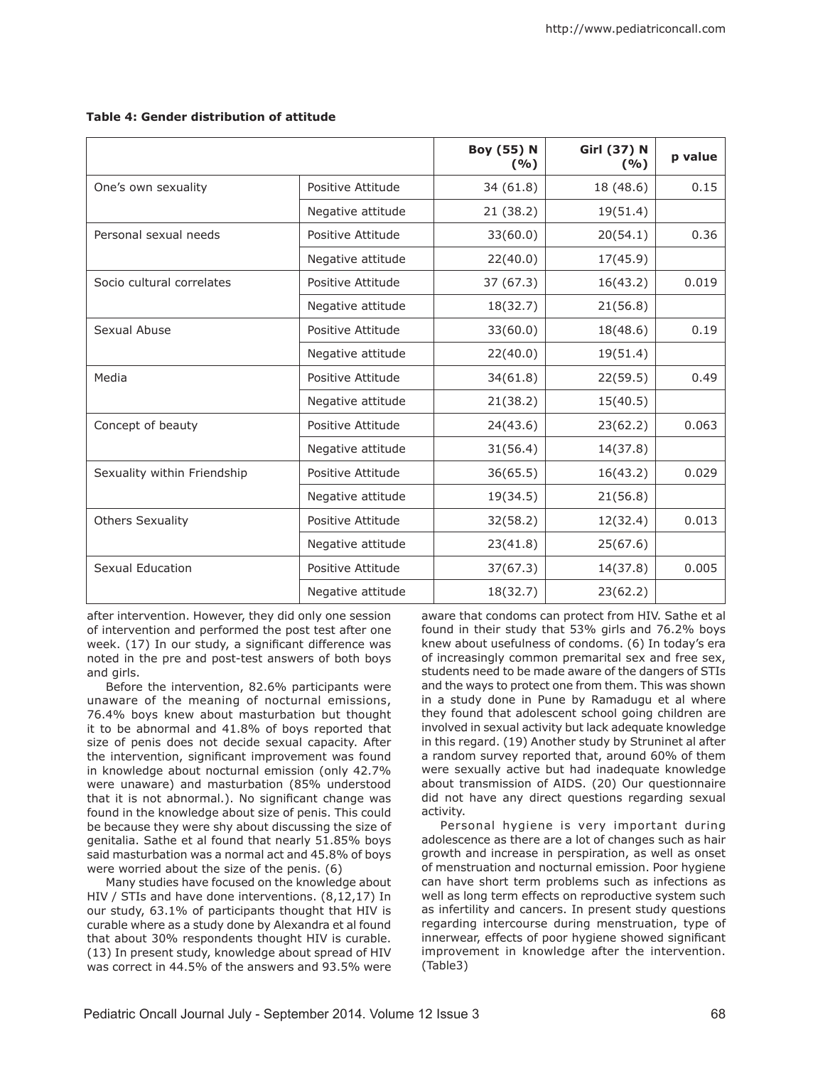**Table 4: Gender distribution of attitude**

| | | Boy (55) N (%) | Girl (37) N (%) | p value |
|---|---|---|---|---|
| One's own sexuality | Positive Attitude | 34 (61.8) | 18 (48.6) | 0.15 |
| | Negative attitude | 21 (38.2) | 19(51.4) | |
| Personal sexual needs | Positive Attitude | 33(60.0) | 20(54.1) | 0.36 |
| | Negative attitude | 22(40.0) | 17(45.9) | |
| Socio cultural correlates | Positive Attitude | 37 (67.3) | 16(43.2) | 0.019 |
| | Negative attitude | 18(32.7) | 21(56.8) | |
| Sexual Abuse | Positive Attitude | 33(60.0) | 18(48.6) | 0.19 |
| | Negative attitude | 22(40.0) | 19(51.4) | |
| Media | Positive Attitude | 34(61.8) | 22(59.5) | 0.49 |
| | Negative attitude | 21(38.2) | 15(40.5) | |
| Concept of beauty | Positive Attitude | 24(43.6) | 23(62.2) | 0.063 |
| | Negative attitude | 31(56.4) | 14(37.8) | |
| Sexuality within Friendship | Positive Attitude | 36(65.5) | 16(43.2) | 0.029 |
| | Negative attitude | 19(34.5) | 21(56.8) | |
| Others Sexuality | Positive Attitude | 32(58.2) | 12(32.4) | 0.013 |
| | Negative attitude | 23(41.8) | 25(67.6) | |
| Sexual Education | Positive Attitude | 37(67.3) | 14(37.8) | 0.005 |
| | Negative attitude | 18(32.7) | 23(62.2) | |

after intervention. However, they did only one session of intervention and performed the post test after one week. (17) In our study, a significant difference was noted in the pre and post-test answers of both boys and girls.

Before the intervention, 82.6% participants were unaware of the meaning of nocturnal emissions, 76.4% boys knew about masturbation but thought it to be abnormal and 41.8% of boys reported that size of penis does not decide sexual capacity. After the intervention, significant improvement was found in knowledge about nocturnal emission (only 42.7% were unaware) and masturbation (85% understood that it is not abnormal.). No significant change was found in the knowledge about size of penis. This could be because they were shy about discussing the size of genitalia. Sathe et al found that nearly 51.85% boys said masturbation was a normal act and 45.8% of boys were worried about the size of the penis. (6)

Many studies have focused on the knowledge about HIV / STIs and have done interventions. (8,12,17) In our study, 63.1% of participants thought that HIV is curable where as a study done by Alexandra et al found that about 30% respondents thought HIV is curable. (13) In present study, knowledge about spread of HIV was correct in 44.5% of the answers and 93.5% were aware that condoms can protect from HIV. Sathe et al found in their study that 53% girls and 76.2% boys knew about usefulness of condoms. (6) In today's era of increasingly common premarital sex and free sex, students need to be made aware of the dangers of STIs and the ways to protect one from them. This was shown in a study done in Pune by Ramadugu et al where they found that adolescent school going children are involved in sexual activity but lack adequate knowledge in this regard. (19) Another study by Struninet al after a random survey reported that, around 60% of them were sexually active but had inadequate knowledge about transmission of AIDS. (20) Our questionnaire did not have any direct questions regarding sexual activity.

Personal hygiene is very important during adolescence as there are a lot of changes such as hair growth and increase in perspiration, as well as onset of menstruation and nocturnal emission. Poor hygiene can have short term problems such as infections as well as long term effects on reproductive system such as infertility and cancers. In present study questions regarding intercourse during menstruation, type of innerwear, effects of poor hygiene showed significant improvement in knowledge after the intervention. (Table3)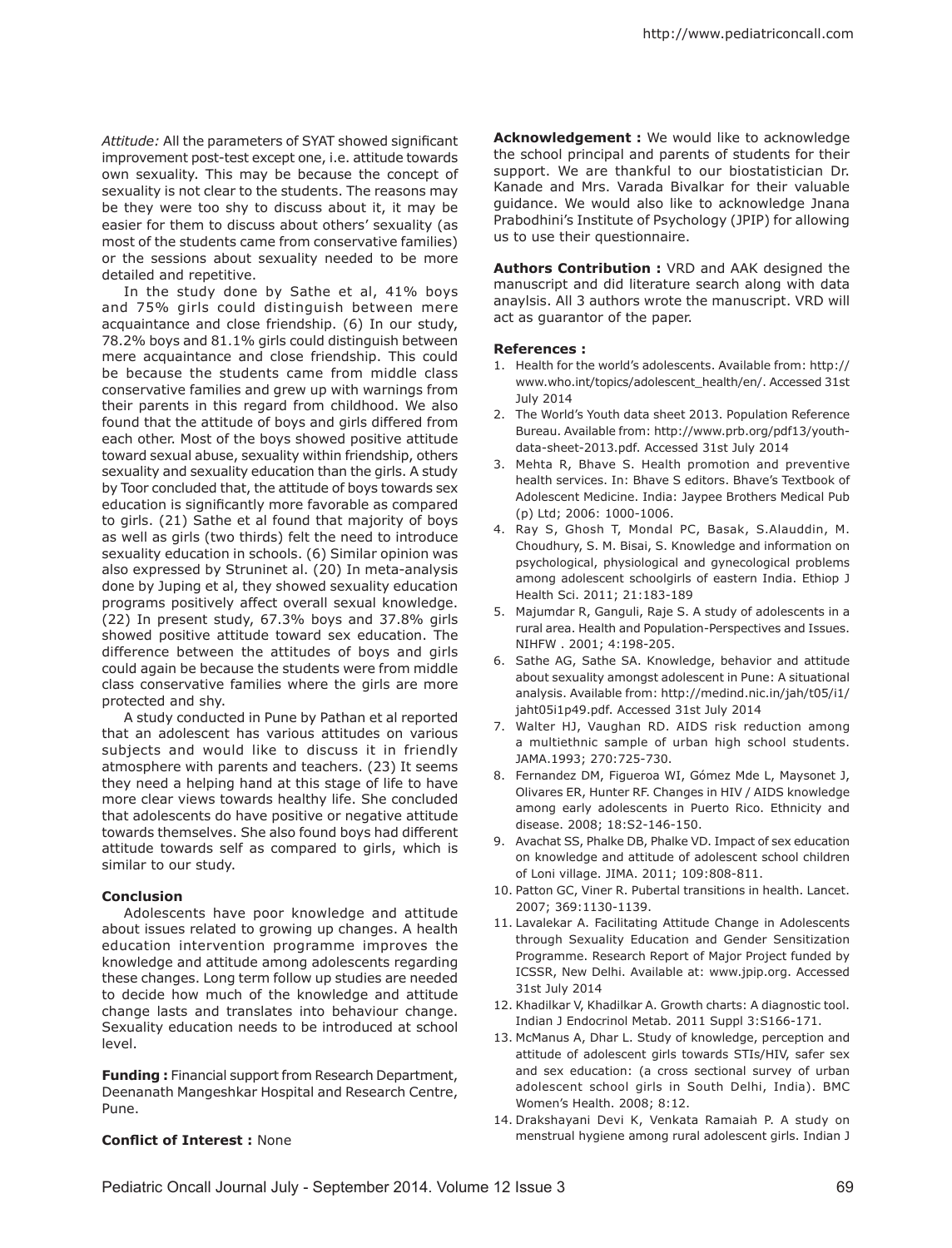*Attitude:* All the parameters of SYAT showed significant improvement post-test except one, i.e. attitude towards own sexuality. This may be because the concept of sexuality is not clear to the students. The reasons may be they were too shy to discuss about it, it may be easier for them to discuss about others' sexuality (as most of the students came from conservative families) or the sessions about sexuality needed to be more detailed and repetitive.

In the study done by Sathe et al, 41% boys and 75% girls could distinguish between mere acquaintance and close friendship. (6) In our study, 78.2% boys and 81.1% girls could distinguish between mere acquaintance and close friendship. This could be because the students came from middle class conservative families and grew up with warnings from their parents in this regard from childhood. We also found that the attitude of boys and girls differed from each other. Most of the boys showed positive attitude toward sexual abuse, sexuality within friendship, others sexuality and sexuality education than the girls. A study by Toor concluded that, the attitude of boys towards sex education is significantly more favorable as compared to girls. (21) Sathe et al found that majority of boys as well as girls (two thirds) felt the need to introduce sexuality education in schools. (6) Similar opinion was also expressed by Struninet al. (20) In meta-analysis done by Juping et al, they showed sexuality education programs positively affect overall sexual knowledge. (22) In present study, 67.3% boys and 37.8% girls showed positive attitude toward sex education. The difference between the attitudes of boys and girls could again be because the students were from middle class conservative families where the girls are more protected and shy.

A study conducted in Pune by Pathan et al reported that an adolescent has various attitudes on various subjects and would like to discuss it in friendly atmosphere with parents and teachers. (23) It seems they need a helping hand at this stage of life to have more clear views towards healthy life. She concluded that adolescents do have positive or negative attitude towards themselves. She also found boys had different attitude towards self as compared to girls, which is similar to our study.

**Conclusion**

Adolescents have poor knowledge and attitude about issues related to growing up changes. A health education intervention programme improves the knowledge and attitude among adolescents regarding these changes. Long term follow up studies are needed to decide how much of the knowledge and attitude change lasts and translates into behaviour change. Sexuality education needs to be introduced at school level.

**Funding :** Financial support from Research Department, Deenanath Mangeshkar Hospital and Research Centre, Pune.

**Conflict of Interest :** None

**Acknowledgement :** We would like to acknowledge the school principal and parents of students for their support. We are thankful to our biostatistician Dr. Kanade and Mrs. Varada Bivalkar for their valuable guidance. We would also like to acknowledge Jnana Prabodhini's Institute of Psychology (JPIP) for allowing us to use their questionnaire.

**Authors Contribution :** VRD and AAK designed the manuscript and did literature search along with data anaylsis. All 3 authors wrote the manuscript. VRD will act as guarantor of the paper.

**References :**

1. Health for the world's adolescents. Available from: http://www.who.int/topics/adolescent_health/en/. Accessed 31st July 2014
2. The World's Youth data sheet 2013. Population Reference Bureau. Available from: http://www.prb.org/pdf13/youth-data-sheet-2013.pdf. Accessed 31st July 2014
3. Mehta R, Bhave S. Health promotion and preventive health services. In: Bhave S editors. Bhave's Textbook of Adolescent Medicine. India: Jaypee Brothers Medical Pub (p) Ltd; 2006: 1000-1006.
4. Ray S, Ghosh T, Mondal PC, Basak, S.Alauddin, M. Choudhury, S. M. Bisai, S. Knowledge and information on psychological, physiological and gynecological problems among adolescent schoolgirls of eastern India. Ethiop J Health Sci. 2011; 21:183-189
5. Majumdar R, Ganguli, Raje S. A study of adolescents in a rural area. Health and Population-Perspectives and Issues. NIHFW . 2001; 4:198-205.
6. Sathe AG, Sathe SA. Knowledge, behavior and attitude about sexuality amongst adolescent in Pune: A situational analysis. Available from: http://medind.nic.in/jah/t05/i1/jaht05i1p49.pdf. Accessed 31st July 2014
7. Walter HJ, Vaughan RD. AIDS risk reduction among a multiethnic sample of urban high school students. JAMA.1993; 270:725-730.
8. Fernandez DM, Figueroa WI, Gómez Mde L, Maysonet J, Olivares ER, Hunter RF. Changes in HIV / AIDS knowledge among early adolescents in Puerto Rico. Ethnicity and disease. 2008; 18:S2-146-150.
9. Avachat SS, Phalke DB, Phalke VD. Impact of sex education on knowledge and attitude of adolescent school children of Loni village. JIMA. 2011; 109:808-811.
10. Patton GC, Viner R. Pubertal transitions in health. Lancet. 2007; 369:1130-1139.
11. Lavalekar A. Facilitating Attitude Change in Adolescents through Sexuality Education and Gender Sensitization Programme. Research Report of Major Project funded by ICSSR, New Delhi. Available at: www.jpip.org. Accessed 31st July 2014
12. Khadilkar V, Khadilkar A. Growth charts: A diagnostic tool. Indian J Endocrinol Metab. 2011 Suppl 3:S166-171.
13. McManus A, Dhar L. Study of knowledge, perception and attitude of adolescent girls towards STIs/HIV, safer sex and sex education: (a cross sectional survey of urban adolescent school girls in South Delhi, India). BMC Women's Health. 2008; 8:12.
14. Drakshayani Devi K, Venkata Ramaiah P. A study on menstrual hygiene among rural adolescent girls. Indian J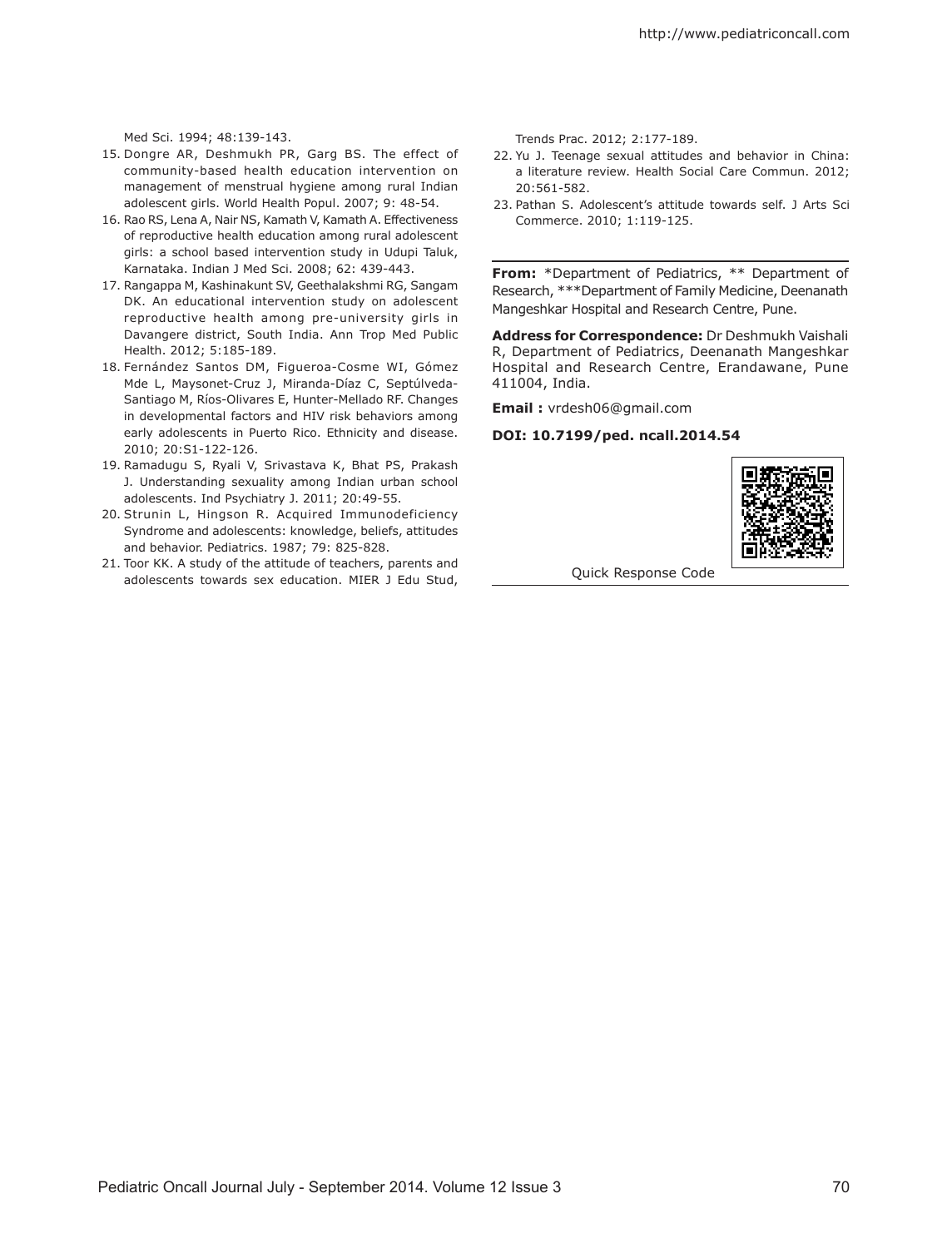Med Sci. 1994; 48:139-143.

15. Dongre AR, Deshmukh PR, Garg BS. The effect of community-based health education intervention on management of menstrual hygiene among rural Indian adolescent girls. World Health Popul. 2007; 9: 48-54.
16. Rao RS, Lena A, Nair NS, Kamath V, Kamath A. Effectiveness of reproductive health education among rural adolescent girls: a school based intervention study in Udupi Taluk, Karnataka. Indian J Med Sci. 2008; 62: 439-443.
17. Rangappa M, Kashinakunt SV, Geethalakshmi RG, Sangam DK. An educational intervention study on adolescent reproductive health among pre-university girls in Davangere district, South India. Ann Trop Med Public Health. 2012; 5:185-189.
18. Fernández Santos DM, Figueroa-Cosme WI, Gómez Mde L, Maysonet-Cruz J, Miranda-Díaz C, Septúlveda-Santiago M, Ríos-Olivares E, Hunter-Mellado RF. Changes in developmental factors and HIV risk behaviors among early adolescents in Puerto Rico. Ethnicity and disease. 2010; 20:S1-122-126.
19. Ramadugu S, Ryali V, Srivastava K, Bhat PS, Prakash J. Understanding sexuality among Indian urban school adolescents. Ind Psychiatry J. 2011; 20:49-55.
20. Strunin L, Hingson R. Acquired Immunodeficiency Syndrome and adolescents: knowledge, beliefs, attitudes and behavior. Pediatrics. 1987; 79: 825-828.
21. Toor KK. A study of the attitude of teachers, parents and adolescents towards sex education. MIER J Edu Stud, Trends Prac. 2012; 2:177-189.
22. Yu J. Teenage sexual attitudes and behavior in China: a literature review. Health Social Care Commun. 2012; 20:561-582.
23. Pathan S. Adolescent's attitude towards self. J Arts Sci Commerce. 2010; 1:119-125.

**From:** *Department of Pediatrics, ** Department of Research, ***Department of Family Medicine, Deenanath Mangeshkar Hospital and Research Centre, Pune.

**Address for Correspondence:** Dr Deshmukh Vaishali R, Department of Pediatrics, Deenanath Mangeshkar Hospital and Research Centre, Erandawane, Pune 411004, India.

**Email :** vrdesh06@gmail.com

**DOI: 10.7199/ped. ncall.2014.54**

Quick Response Code